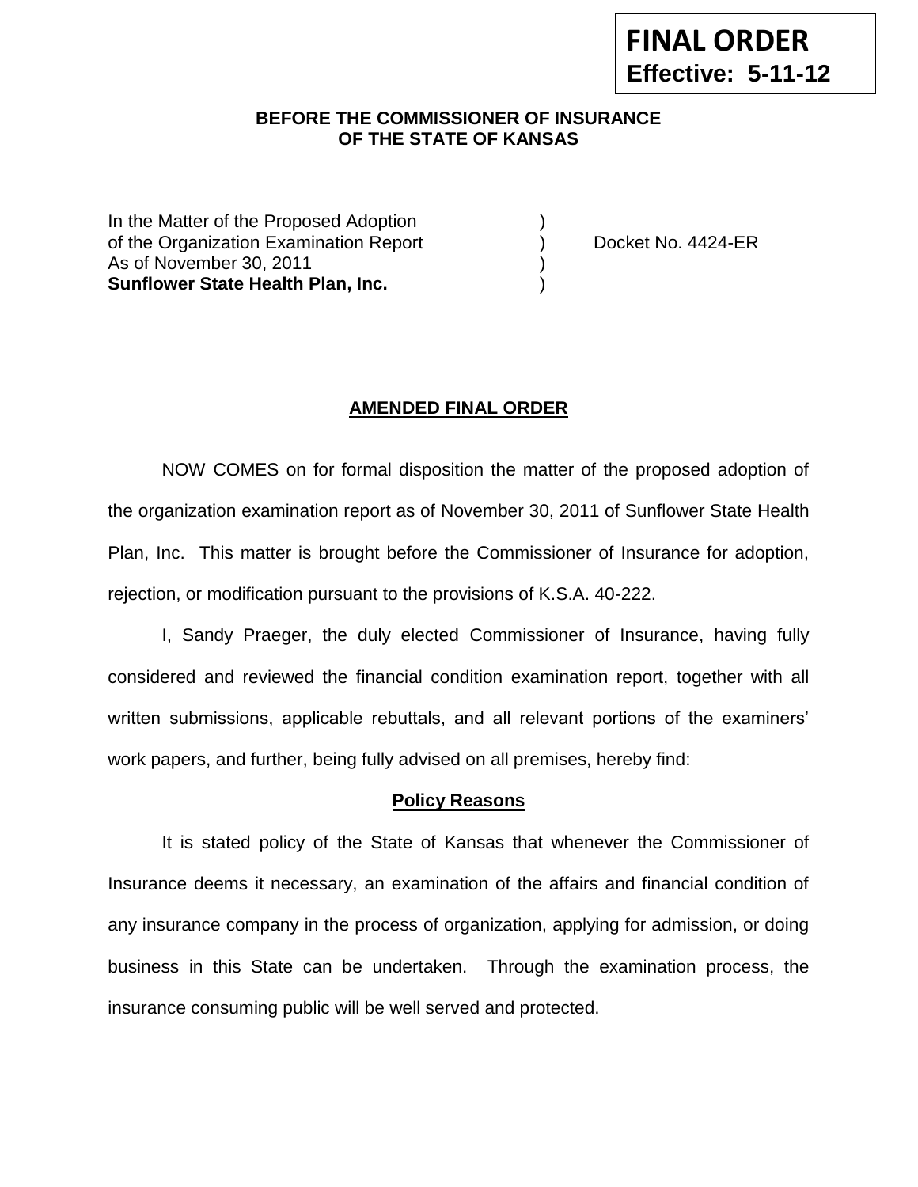**FINAL ORDER**
**Effective: 5-11-12**

**BEFORE THE COMMISSIONER OF INSURANCE**
**OF THE STATE OF KANSAS**

| | | |
|---|---|---|
| In the Matter of the Proposed Adoption | ) | |
| of the Organization Examination Report | ) | Docket No. 4424-ER |
| As of November 30, 2011 | ) | |
| **Sunflower State Health Plan, Inc.** | ) | |

## **AMENDED FINAL ORDER**

NOW COMES on for formal disposition the matter of the proposed adoption of the organization examination report as of November 30, 2011 of Sunflower State Health Plan, Inc. This matter is brought before the Commissioner of Insurance for adoption, rejection, or modification pursuant to the provisions of K.S.A. 40-222.

I, Sandy Praeger, the duly elected Commissioner of Insurance, having fully considered and reviewed the financial condition examination report, together with all written submissions, applicable rebuttals, and all relevant portions of the examiners' work papers, and further, being fully advised on all premises, hereby find:

### **Policy Reasons**

It is stated policy of the State of Kansas that whenever the Commissioner of Insurance deems it necessary, an examination of the affairs and financial condition of any insurance company in the process of organization, applying for admission, or doing business in this State can be undertaken. Through the examination process, the insurance consuming public will be well served and protected.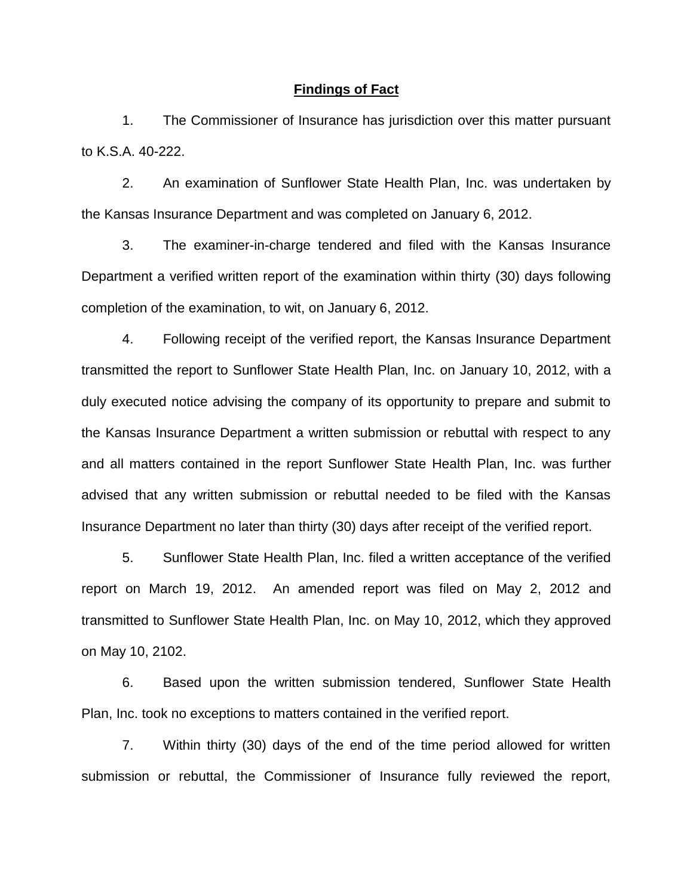## Findings of Fact

1. The Commissioner of Insurance has jurisdiction over this matter pursuant to K.S.A. 40-222.

2. An examination of Sunflower State Health Plan, Inc. was undertaken by the Kansas Insurance Department and was completed on January 6, 2012.

3. The examiner-in-charge tendered and filed with the Kansas Insurance Department a verified written report of the examination within thirty (30) days following completion of the examination, to wit, on January 6, 2012.

4. Following receipt of the verified report, the Kansas Insurance Department transmitted the report to Sunflower State Health Plan, Inc. on January 10, 2012, with a duly executed notice advising the company of its opportunity to prepare and submit to the Kansas Insurance Department a written submission or rebuttal with respect to any and all matters contained in the report Sunflower State Health Plan, Inc. was further advised that any written submission or rebuttal needed to be filed with the Kansas Insurance Department no later than thirty (30) days after receipt of the verified report.

5. Sunflower State Health Plan, Inc. filed a written acceptance of the verified report on March 19, 2012. An amended report was filed on May 2, 2012 and transmitted to Sunflower State Health Plan, Inc. on May 10, 2012, which they approved on May 10, 2102.

6. Based upon the written submission tendered, Sunflower State Health Plan, Inc. took no exceptions to matters contained in the verified report.

7. Within thirty (30) days of the end of the time period allowed for written submission or rebuttal, the Commissioner of Insurance fully reviewed the report,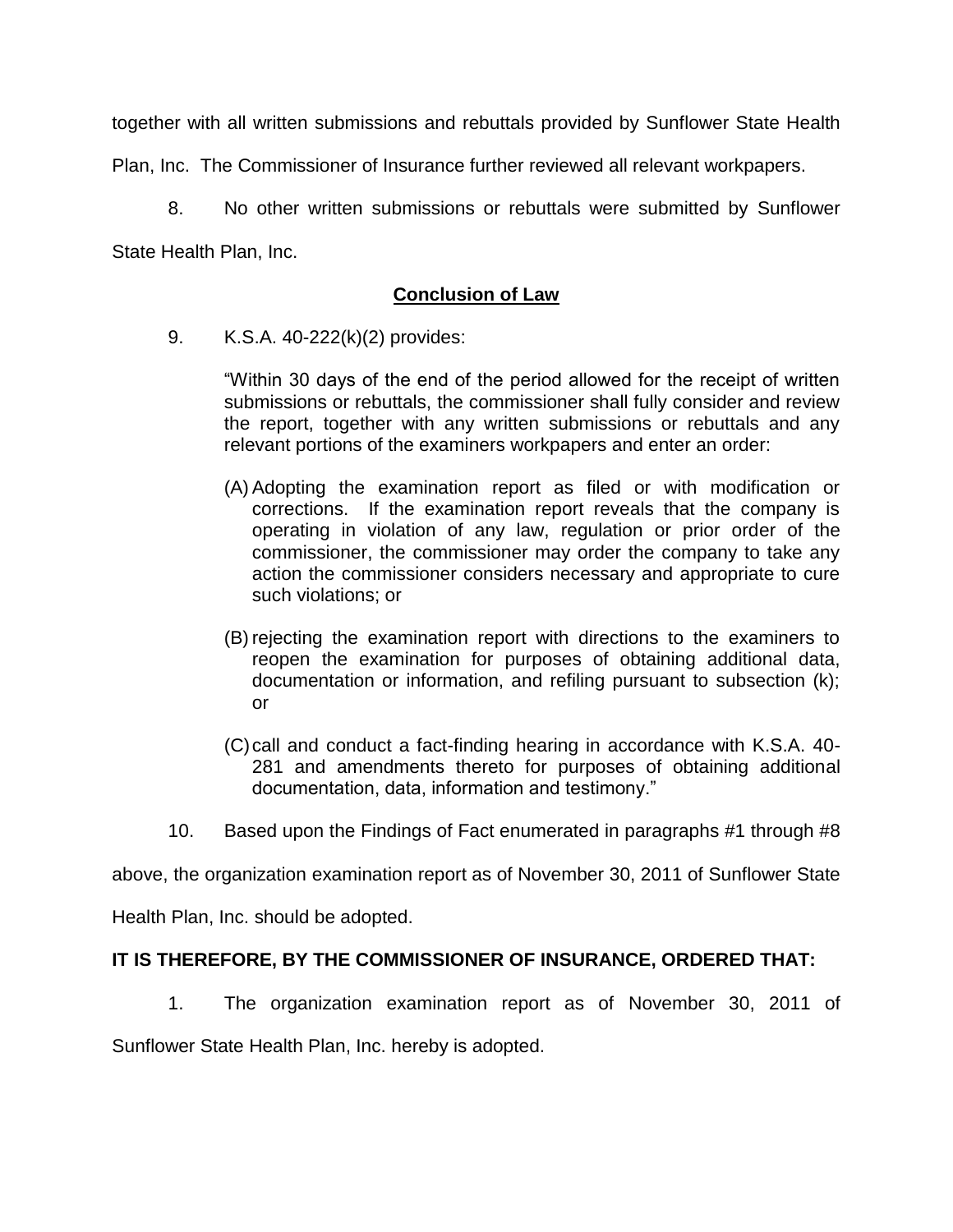together with all written submissions and rebuttals provided by Sunflower State Health Plan, Inc. The Commissioner of Insurance further reviewed all relevant workpapers.

8. No other written submissions or rebuttals were submitted by Sunflower State Health Plan, Inc.

## Conclusion of Law

9. K.S.A. 40-222(k)(2) provides:

> "Within 30 days of the end of the period allowed for the receipt of written submissions or rebuttals, the commissioner shall fully consider and review the report, together with any written submissions or rebuttals and any relevant portions of the examiners workpapers and enter an order:
>
> (A) Adopting the examination report as filed or with modification or corrections. If the examination report reveals that the company is operating in violation of any law, regulation or prior order of the commissioner, the commissioner may order the company to take any action the commissioner considers necessary and appropriate to cure such violations; or
>
> (B) rejecting the examination report with directions to the examiners to reopen the examination for purposes of obtaining additional data, documentation or information, and refiling pursuant to subsection (k); or
>
> (C) call and conduct a fact-finding hearing in accordance with K.S.A. 40-281 and amendments thereto for purposes of obtaining additional documentation, data, information and testimony."

10. Based upon the Findings of Fact enumerated in paragraphs #1 through #8 above, the organization examination report as of November 30, 2011 of Sunflower State Health Plan, Inc. should be adopted.

**IT IS THEREFORE, BY THE COMMISSIONER OF INSURANCE, ORDERED THAT:**

1. The organization examination report as of November 30, 2011 of Sunflower State Health Plan, Inc. hereby is adopted.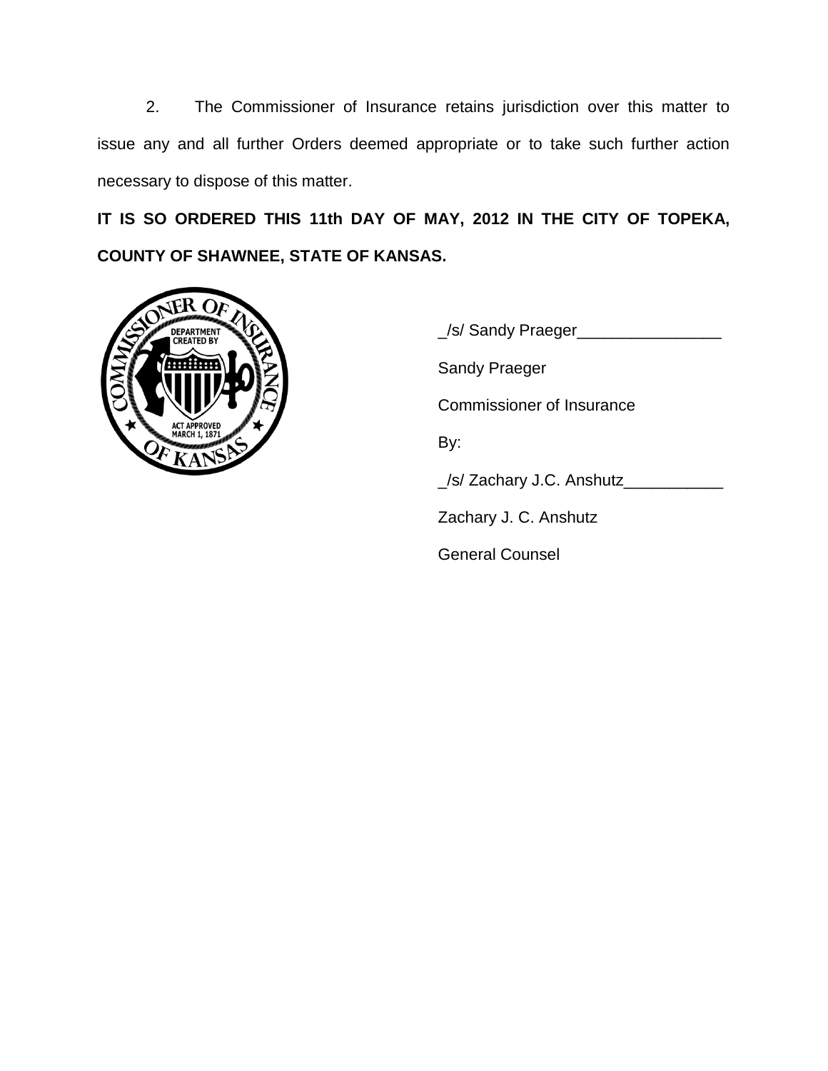2. The Commissioner of Insurance retains jurisdiction over this matter to issue any and all further Orders deemed appropriate or to take such further action necessary to dispose of this matter.

**IT IS SO ORDERED THIS 11th DAY OF MAY, 2012 IN THE CITY OF TOPEKA, COUNTY OF SHAWNEE, STATE OF KANSAS.**

_/s/ Sandy Praeger_______________

Sandy Praeger

Commissioner of Insurance

By:

_/s/ Zachary J.C. Anshutz___________

Zachary J. C. Anshutz

General Counsel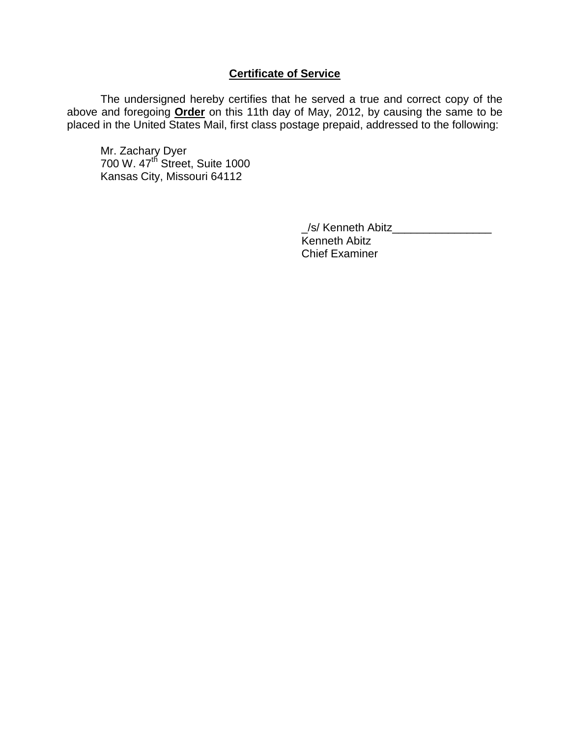**<u>Certificate of Service</u>**

The undersigned hereby certifies that he served a true and correct copy of the above and foregoing **<u>Order</u>** on this 11th day of May, 2012, by causing the same to be placed in the United States Mail, first class postage prepaid, addressed to the following:

Mr. Zachary Dyer
700 W. 47th Street, Suite 1000
Kansas City, Missouri 64112

_/s/ Kenneth Abitz________________
Kenneth Abitz
Chief Examiner